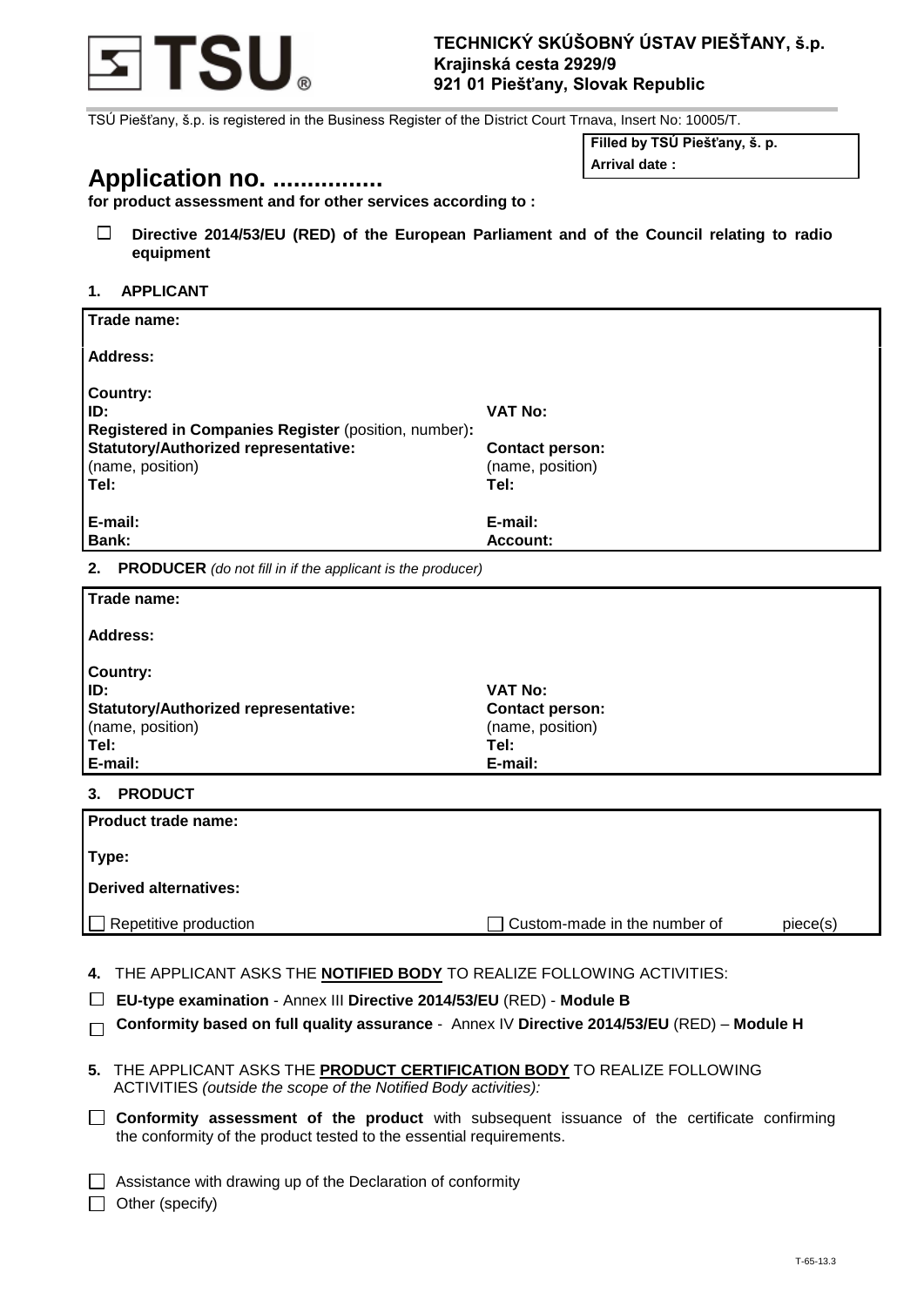**TSU**

**TECHNICKÝ SKÚŠOBNÝ ÚSTAV PIEŠŤANY, š.p.**
**Krajinská cesta 2929/9**
**921 01 Piešťany, Slovak Republic**

TSÚ Piešťany, š.p. is registered in the Business Register of the District Court Trnava, Insert No: 10005/T.

| **Filled by TSÚ Piešťany, š. p.** |
|---|
| **Arrival date :** |

# Application no. ................

**for product assessment and for other services according to :**

☐ **Directive 2014/53/EU (RED) of the European Parliament and of the Council relating to radio equipment**

## 1. APPLICANT

| | |
|---|---|
| **Trade name:** | |
| **Address:** | |
| **Country:** | |
| **ID:** | **VAT No:** |
| **Registered in Companies Register** (position, number)**:** | |
| **Statutory/Authorized representative:** (name, position) | **Contact person:** (name, position) |
| **Tel:** | **Tel:** |
| **E-mail:** | **E-mail:** |
| **Bank:** | **Account:** |

## 2. PRODUCER *(do not fill in if the applicant is the producer)*

| | |
|---|---|
| **Trade name:** | |
| **Address:** | |
| **Country:** | |
| **ID:** | **VAT No:** |
| **Statutory/Authorized representative:** (name, position) | **Contact person:** (name, position) |
| **Tel:** | **Tel:** |
| **E-mail:** | **E-mail:** |

## 3. PRODUCT

| | |
|---|---|
| **Product trade name:** | |
| **Type:** | |
| **Derived alternatives:** | |
| ☐ Repetitive production | ☐ Custom-made in the number of piece(s) |

**4.** THE APPLICANT ASKS THE **NOTIFIED BODY** TO REALIZE FOLLOWING ACTIVITIES:

☐ **EU-type examination** - Annex III **Directive 2014/53/EU** (RED) - **Module B**

☐ **Conformity based on full quality assurance** - Annex IV **Directive 2014/53/EU** (RED) – **Module H**

**5.** THE APPLICANT ASKS THE **PRODUCT CERTIFICATION BODY** TO REALIZE FOLLOWING ACTIVITIES *(outside the scope of the Notified Body activities):*

☐ **Conformity assessment of the product** with subsequent issuance of the certificate confirming the conformity of the product tested to the essential requirements.

☐ Assistance with drawing up of the Declaration of conformity

☐ Other (specify)

T-65-13.3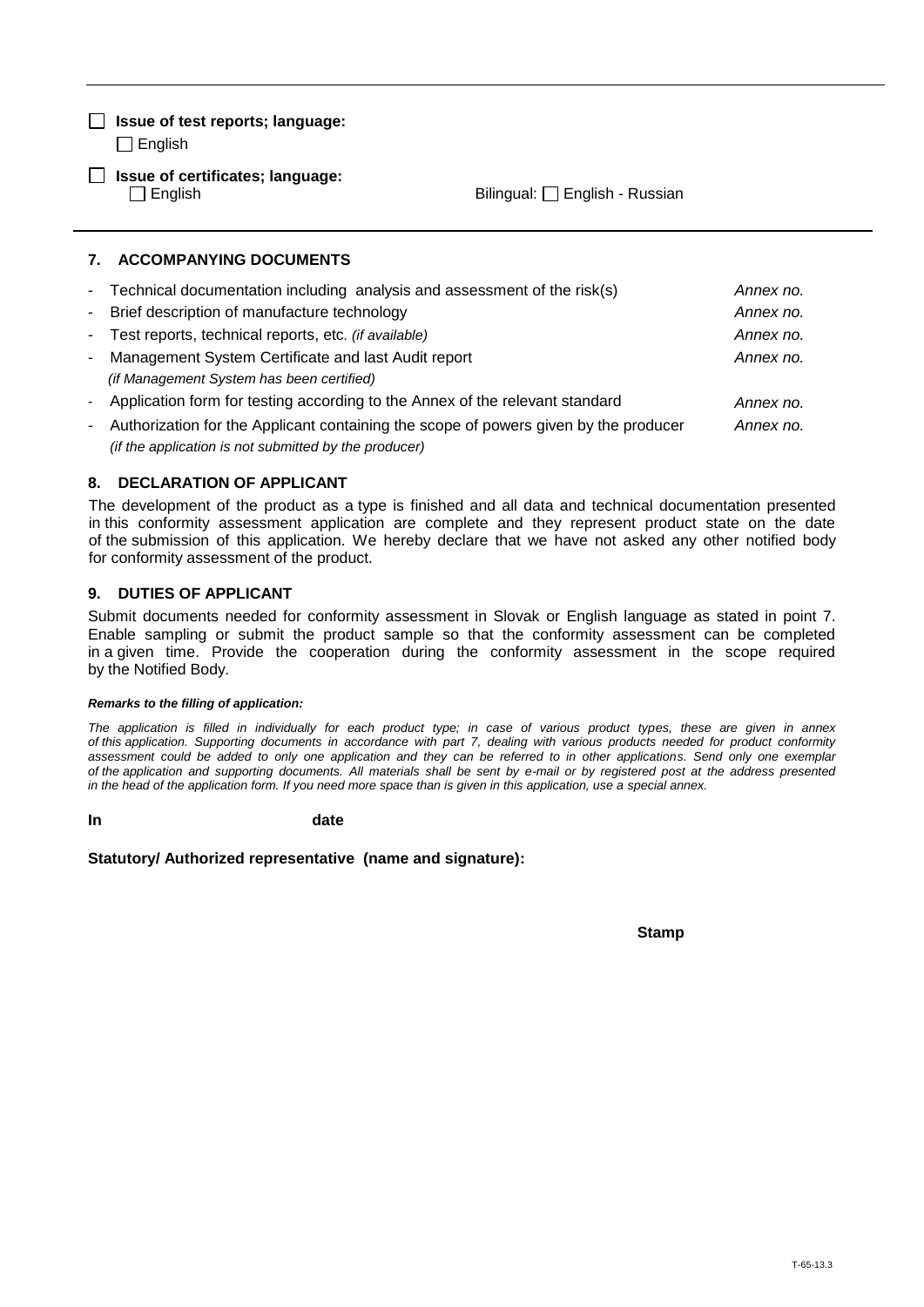☐ **Issue of test reports; language:**

☐ English

☐ **Issue of certificates; language:**

☐ English Bilingual: ☐ English - Russian

## 7. ACCOMPANYING DOCUMENTS

| | |
|---|---|
| - Technical documentation including analysis and assessment of the risk(s) | *Annex no.* |
| - Brief description of manufacture technology | *Annex no.* |
| - Test reports, technical reports, etc. *(if available)* | *Annex no.* |
| - Management System Certificate and last Audit report *(if Management System has been certified)* | *Annex no.* |
| - Application form for testing according to the Annex of the relevant standard | *Annex no.* |
| - Authorization for the Applicant containing the scope of powers given by the producer *(if the application is not submitted by the producer)* | *Annex no.* |

## 8. DECLARATION OF APPLICANT

The development of the product as a type is finished and all data and technical documentation presented in this conformity assessment application are complete and they represent product state on the date of the submission of this application. We hereby declare that we have not asked any other notified body for conformity assessment of the product.

## 9. DUTIES OF APPLICANT

Submit documents needed for conformity assessment in Slovak or English language as stated in point 7. Enable sampling or submit the product sample so that the conformity assessment can be completed in a given time. Provide the cooperation during the conformity assessment in the scope required by the Notified Body.

***Remarks to the filling of application:***

*The application is filled in individually for each product type; in case of various product types, these are given in annex of this application. Supporting documents in accordance with part 7, dealing with various products needed for product conformity assessment could be added to only one application and they can be referred to in other applications. Send only one exemplar of the application and supporting documents. All materials shall be sent by e-mail or by registered post at the address presented in the head of the application form. If you need more space than is given in this application, use a special annex.*

**In** **date**

**Statutory/ Authorized representative (name and signature):**

**Stamp**

T-65-13.3